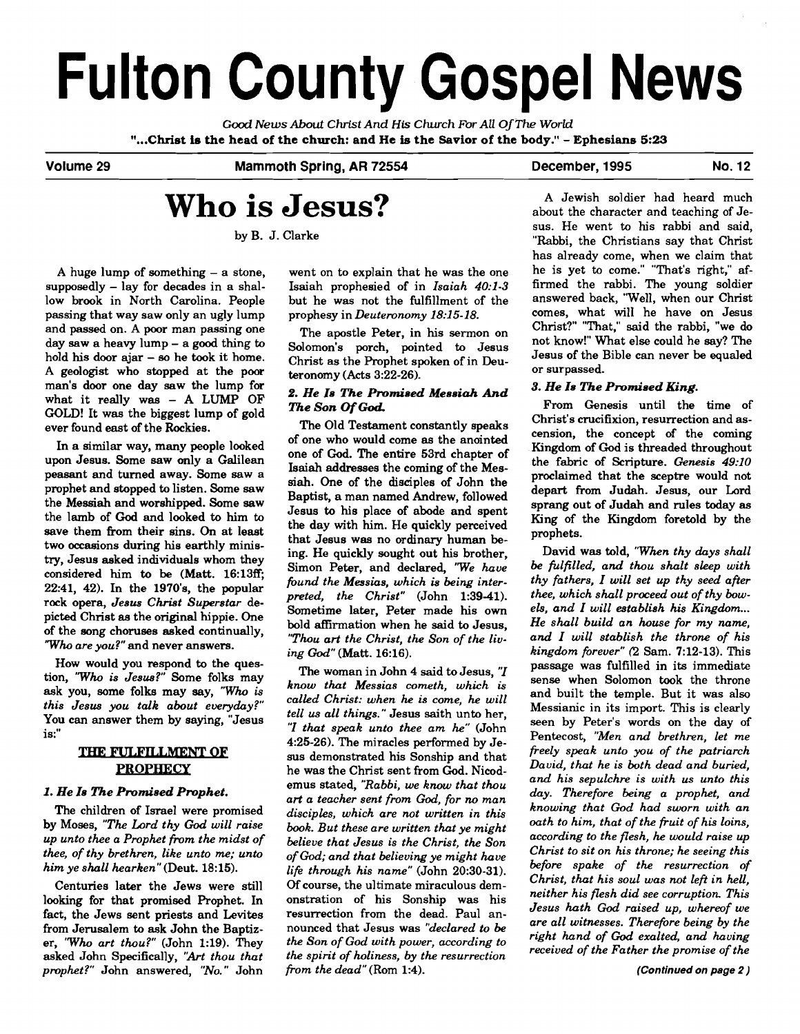# Fulton County Gospel News

*Good News About Christ And His Church For All Of The World*

**"...Christ is the head of the church: and He is the Savior of the body." - Ephesians 5:23**

**Volume 29** | **Mammoth Spring, AR 72554** | **December, 1995** | **No. 12**

## Who is Jesus?

by B. J. Clarke

A huge lump of something – a stone, supposedly – lay for decades in a shallow brook in North Carolina. People passing that way saw only an ugly lump and passed on. A poor man passing one day saw a heavy lump – a good thing to hold his door ajar – so he took it home. A geologist who stopped at the poor man's door one day saw the lump for what it really was – A LUMP OF GOLD! It was the biggest lump of gold ever found east of the Rockies.

In a similar way, many people looked upon Jesus. Some saw only a Galilean peasant and turned away. Some saw a prophet and stopped to listen. Some saw the Messiah and worshipped. Some saw the lamb of God and looked to him to save them from their sins. On at least two occasions during his earthly ministry, Jesus asked individuals whom they considered him to be (Matt. 16:13ff; 22:41, 42). In the 1970's, the popular rock opera, *Jesus Christ Superstar* depicted Christ as the original hippie. One of the song choruses asked continually, *"Who are you?"* and never answers.

How would you respond to the question, *"Who is Jesus?"* Some folks may ask you, some folks may say, *"Who is this Jesus you talk about everyday?"* You can answer them by saying, "Jesus is:"

### THE FULFILLMENT OF PROPHECY

#### *1. He Is The Promised Prophet.*

The children of Israel were promised by Moses, *"The Lord thy God will raise up unto thee a Prophet from the midst of thee, of thy brethren, like unto me; unto him ye shall hearken"* (Deut. 18:15).

Centuries later the Jews were still looking for that promised Prophet. In fact, the Jews sent priests and Levites from Jerusalem to ask John the Baptizer, *"Who art thou?"* (John 1:19). They asked John Specifically, *"Art thou that prophet?"* John answered, *"No."* John went on to explain that he was the one Isaiah prophesied of in *Isaiah 40:1-3* but he was not the fulfillment of the prophesy in *Deuteronomy 18:15-18.*

The apostle Peter, in his sermon on Solomon's porch, pointed to Jesus Christ as the Prophet spoken of in Deuteronomy (Acts 3:22-26).

#### *2. He Is The Promised Messiah And The Son Of God.*

The Old Testament constantly speaks of one who would come as the anointed one of God. The entire 53rd chapter of Isaiah addresses the coming of the Messiah. One of the disciples of John the Baptist, a man named Andrew, followed Jesus to his place of abode and spent the day with him. He quickly perceived that Jesus was no ordinary human being. He quickly sought out his brother, Simon Peter, and declared, *"We have found the Messias, which is being interpreted, the Christ"* (John 1:39-41). Sometime later, Peter made his own bold affirmation when he said to Jesus, *"Thou art the Christ, the Son of the living God"* (Matt. 16:16).

The woman in John 4 said to Jesus, *"I know that Messias cometh, which is called Christ: when he is come, he will tell us all things."* Jesus saith unto her, *"I that speak unto thee am he"* (John 4:25-26). The miracles performed by Jesus demonstrated his Sonship and that he was the Christ sent from God. Nicodemus stated, *"Rabbi, we know that thou art a teacher sent from God, for no man disciples, which are not written in this book. But these are written that ye might believe that Jesus is the Christ, the Son of God; and that believing ye might have life through his name"* (John 20:30-31). Of course, the ultimate miraculous demonstration of his Sonship was his resurrection from the dead. Paul announced that Jesus was *"declared to be the Son of God with power, according to the spirit of holiness, by the resurrection from the dead"* (Rom 1:4).

A Jewish soldier had heard much about the character and teaching of Jesus. He went to his rabbi and said, "Rabbi, the Christians say that Christ has already come, when we claim that he is yet to come." "That's right," affirmed the rabbi. The young soldier answered back, "Well, when our Christ comes, what will he have on Jesus Christ?" "That," said the rabbi, "we do not know!" What else could he say? The Jesus of the Bible can never be equaled or surpassed.

#### *3. He Is The Promised King.*

From Genesis until the time of Christ's crucifixion, resurrection and ascension, the concept of the coming Kingdom of God is threaded throughout the fabric of Scripture. *Genesis 49:10* proclaimed that the sceptre would not depart from Judah. Jesus, our Lord sprang out of Judah and rules today as King of the Kingdom foretold by the prophets.

David was told, *"When thy days shall be fulfilled, and thou shalt sleep with thy fathers, I will set up thy seed after thee, which shall proceed out of thy bowels, and I will establish his Kingdom... He shall build an house for my name, and I will stablish the throne of his kingdom forever"* (2 Sam. 7:12-13). This passage was fulfilled in its immediate sense when Solomon took the throne and built the temple. But it was also Messianic in its import. This is clearly seen by Peter's words on the day of Pentecost, *"Men and brethren, let me freely speak unto you of the patriarch David, that he is both dead and buried, and his sepulchre is with us unto this day. Therefore being a prophet, and knowing that God had sworn with an oath to him, that of the fruit of his loins, according to the flesh, he would raise up Christ to sit on his throne; he seeing this before spake of the resurrection of Christ, that his soul was not left in hell, neither his flesh did see corruption. This Jesus hath God raised up, whereof we are all witnesses. Therefore being by the right hand of God exalted, and having received of the Father the promise of the*

*(Continued on page 2)*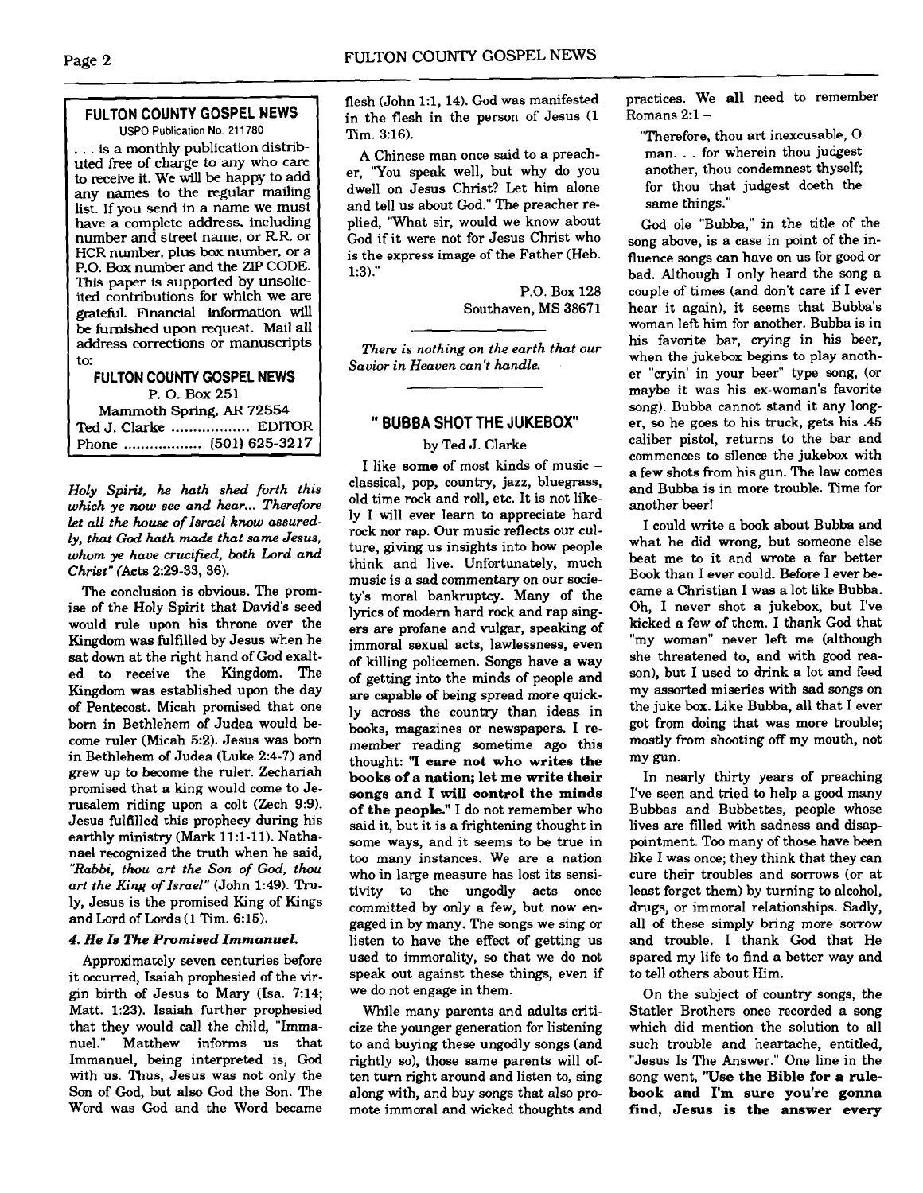**FULTON COUNTY GOSPEL NEWS**
USPO Publication No. 211780

. . . is a monthly publication distributed free of charge to any who care to receive it. We will be happy to add any names to the regular mailing list. If you send in a name we must have a complete address, including number and street name, or R.R. or HCR number, plus box number, or a P.O. Box number and the ZIP CODE. This paper is supported by unsolicited contributions for which we are grateful. Financial information will be furnished upon request. Mail all address corrections or manuscripts to:

**FULTON COUNTY GOSPEL NEWS**
P. O. Box 251
Mammoth Spring, AR 72554
Ted J. Clarke .................. EDITOR
Phone .................. (501) 625-3217

*Holy Spirit, he hath shed forth this which ye now see and hear... Therefore let all the house of Israel know assuredly, that God hath made that same Jesus, whom ye have crucified, both Lord and Christ"* (Acts 2:29-33, 36).

The conclusion is obvious. The promise of the Holy Spirit that David's seed would rule upon his throne over the Kingdom was fulfilled by Jesus when he sat down at the right hand of God exalted to receive the Kingdom. The Kingdom was established upon the day of Pentecost. Micah promised that one born in Bethlehem of Judea would become ruler (Micah 5:2). Jesus was born in Bethlehem of Judea (Luke 2:4-7) and grew up to become the ruler. Zechariah promised that a king would come to Jerusalem riding upon a colt (Zech 9:9). Jesus fulfilled this prophecy during his earthly ministry (Mark 11:1-11). Nathanael recognized the truth when he said, *"Rabbi, thou art the Son of God, thou art the King of Israel"* (John 1:49). Truly, Jesus is the promised King of Kings and Lord of Lords (1 Tim. 6:15).

### *4. He Is The Promised Immanuel.*

Approximately seven centuries before it occurred, Isaiah prophesied of the virgin birth of Jesus to Mary (Isa. 7:14; Matt. 1:23). Isaiah further prophesied that they would call the child, "Immanuel." Matthew informs us that Immanuel, being interpreted is, God with us. Thus, Jesus was not only the Son of God, but also God the Son. The Word was God and the Word became flesh (John 1:1, 14). God was manifested in the flesh in the person of Jesus (1 Tim. 3:16).

A Chinese man once said to a preacher, "You speak well, but why do you dwell on Jesus Christ? Let him alone and tell us about God." The preacher replied, "What sir, would we know about God if it were not for Jesus Christ who is the express image of the Father (Heb. 1:3)."

P.O. Box 128
Southaven, MS 38671

---

*There is nothing on the earth that our Savior in Heaven can't handle.*

---

## " BUBBA SHOT THE JUKEBOX"

by Ted J. Clarke

I like **some** of most kinds of music – classical, pop, country, jazz, bluegrass, old time rock and roll, etc. It is not likely I will ever learn to appreciate hard rock nor rap. Our music reflects our culture, giving us insights into how people think and live. Unfortunately, much music is a sad commentary on our society's moral bankruptcy. Many of the lyrics of modern hard rock and rap singers are profane and vulgar, speaking of immoral sexual acts, lawlessness, even of killing policemen. Songs have a way of getting into the minds of people and are capable of being spread more quickly across the country than ideas in books, magazines or newspapers. I remember reading sometime ago this thought: **"I care not who writes the books of a nation; let me write their songs and I will control the minds of the people."** I do not remember who said it, but it is a frightening thought in some ways, and it seems to be true in too many instances. We are a nation who in large measure has lost its sensitivity to the ungodly acts once committed by only a few, but now engaged in by many. The songs we sing or listen to have the effect of getting us used to immorality, so that we do not speak out against these things, even if we do not engage in them.

While many parents and adults criticize the younger generation for listening to and buying these ungodly songs (and rightly so), those same parents will often turn right around and listen to, sing along with, and buy songs that also promote immoral and wicked thoughts and practices. We **all** need to remember Romans 2:1 –

> "Therefore, thou art inexcusable, O man. . . for wherein thou judgest another, thou condemnest thyself; for thou that judgest doeth the same things."

God ole "Bubba," in the title of the song above, is a case in point of the influence songs can have on us for good or bad. Although I only heard the song a couple of times (and don't care if I ever hear it again), it seems that Bubba's woman left him for another. Bubba is in his favorite bar, crying in his beer, when the jukebox begins to play another "cryin' in your beer" type song, (or maybe it was his ex-woman's favorite song). Bubba cannot stand it any longer, so he goes to his truck, gets his .45 caliber pistol, returns to the bar and commences to silence the jukebox with a few shots from his gun. The law comes and Bubba is in more trouble. Time for another beer!

I could write a book about Bubba and what he did wrong, but someone else beat me to it and wrote a far better Book than I ever could. Before I ever became a Christian I was a lot like Bubba. Oh, I never shot a jukebox, but I've kicked a few of them. I thank God that "my woman" never left me (although she threatened to, and with good reason), but I used to drink a lot and feed my assorted miseries with sad songs on the juke box. Like Bubba, all that I ever got from doing that was more trouble; mostly from shooting off my mouth, not my gun.

In nearly thirty years of preaching I've seen and tried to help a good many Bubbas and Bubbettes, people whose lives are filled with sadness and disappointment. Too many of those have been like I was once; they think that they can cure their troubles and sorrows (or at least forget them) by turning to alcohol, drugs, or immoral relationships. Sadly, all of these simply bring more sorrow and trouble. I thank God that He spared my life to find a better way and to tell others about Him.

On the subject of country songs, the Statler Brothers once recorded a song which did mention the solution to all such trouble and heartache, entitled, "Jesus Is The Answer." One line in the song went, **"Use the Bible for a rulebook and I'm sure you're gonna find, Jesus is the answer every**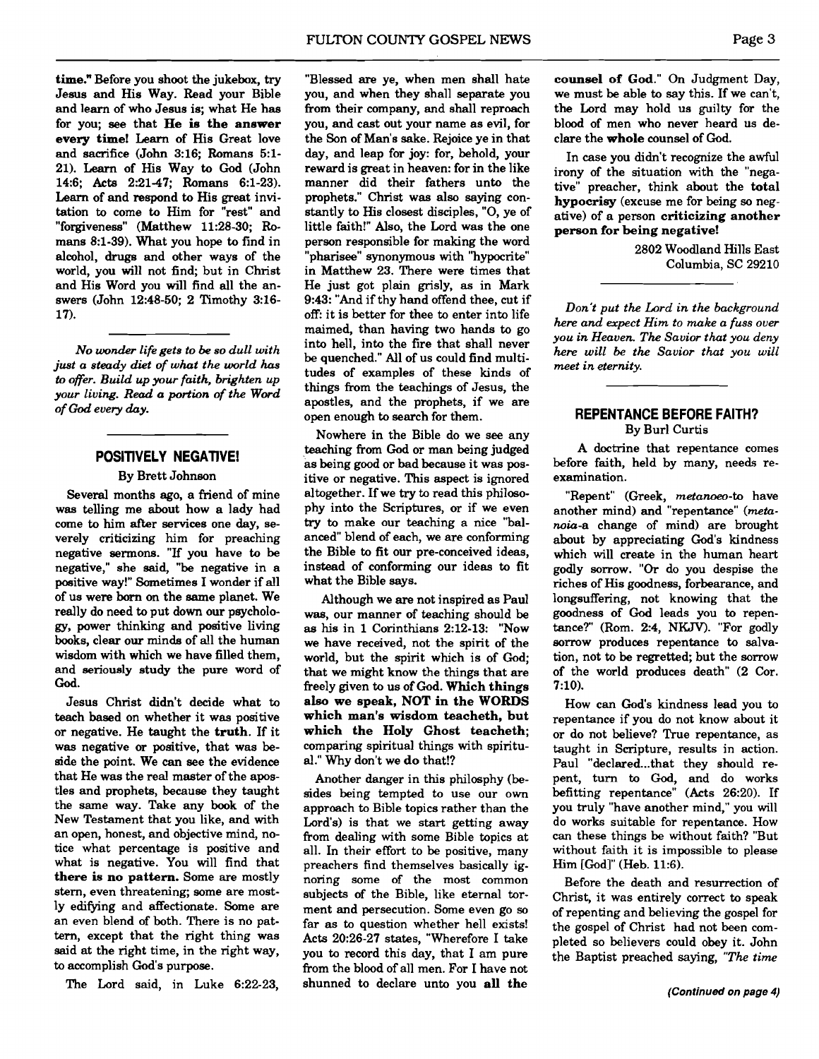**time."** Before you shoot the jukebox, try Jesus and His Way. Read your Bible and learn of who Jesus is; what He has for you; see that **He is the answer every time!** Learn of His Great love and sacrifice (John 3:16; Romans 5:1-21). Learn of His Way to God (John 14:6; Acts 2:21-47; Romans 6:1-23). Learn of and respond to His great invitation to come to Him for "rest" and "forgiveness" (Matthew 11:28-30; Romans 8:1-39). What you hope to find in alcohol, drugs and other ways of the world, you will not find; but in Christ and His Word you will find all the answers (John 12:48-50; 2 Timothy 3:16-17).

*No wonder life gets to be so dull with just a steady diet of what the world has to offer. Build up your faith, brighten up your living. Read a portion of the Word of God every day.*

---

## POSITIVELY NEGATIVE!

By Brett Johnson

Several months ago, a friend of mine was telling me about how a lady had come to him after services one day, severely criticizing him for preaching negative sermons. "If you have to be negative," she said, "be negative in a positive way!" Sometimes I wonder if all of us were born on the same planet. We really do need to put down our psychology, power thinking and positive living books, clear our minds of all the human wisdom with which we have filled them, and seriously study the pure word of God.

Jesus Christ didn't decide what to teach based on whether it was positive or negative. He taught the **truth**. If it was negative or positive, that was beside the point. We can see the evidence that He was the real master of the apostles and prophets, because they taught the same way. Take any book of the New Testament that you like, and with an open, honest, and objective mind, notice what percentage is positive and what is negative. You will find that **there is no pattern.** Some are mostly stern, even threatening; some are mostly edifying and affectionate. Some are an even blend of both. There is no pattern, except that the right thing was said at the right time, in the right way, to accomplish God's purpose.

The Lord said, in Luke 6:22-23, "Blessed are ye, when men shall hate you, and when they shall separate you from their company, and shall reproach you, and cast out your name as evil, for the Son of Man's sake. Rejoice ye in that day, and leap for joy: for, behold, your reward is great in heaven: for in the like manner did their fathers unto the prophets." Christ was also saying constantly to His closest disciples, "O, ye of little faith!" Also, the Lord was the one person responsible for making the word "pharisee" synonymous with "hypocrite" in Matthew 23. There were times that He just got plain grisly, as in Mark 9:43: "And if thy hand offend thee, cut if off: it is better for thee to enter into life maimed, than having two hands to go into hell, into the fire that shall never be quenched." All of us could find multitudes of examples of these kinds of things from the teachings of Jesus, the apostles, and the prophets, if we are open enough to search for them.

Nowhere in the Bible do we see any teaching from God or man being judged as being good or bad because it was positive or negative. This aspect is ignored altogether. If we try to read this philosophy into the Scriptures, or if we even try to make our teaching a nice "balanced" blend of each, we are conforming the Bible to fit our pre-conceived ideas, instead of conforming our ideas to fit what the Bible says.

Although we are not inspired as Paul was, our manner of teaching should be as his in 1 Corinthians 2:12-13: "Now we have received, not the spirit of the world, but the spirit which is of God; that we might know the things that are freely given to us of God. **Which things also we speak, NOT in the WORDS which man's wisdom teacheth, but which the Holy Ghost teacheth;** comparing spiritual things with spiritual." Why don't we **do** that!?

Another danger in this philosphy (besides being tempted to use our own approach to Bible topics rather than the Lord's) is that we start getting away from dealing with some Bible topics at all. In their effort to be positive, many preachers find themselves basically ignoring some of the most common subjects of the Bible, like eternal torment and persecution. Some even go so far as to question whether hell exists! Acts 20:26-27 states, "Wherefore I take you to record this day, that I am pure from the blood of all men. For I have not shunned to declare unto you **all the counsel of God.**" On Judgment Day, we must be able to say this. If we can't, the Lord may hold us guilty for the blood of men who never heard us declare the **whole** counsel of God.

In case you didn't recognize the awful irony of the situation with the "negative" preacher, think about the **total hypocrisy** (excuse me for being so negative) of a person **criticizing another person for being negative!**

2802 Woodland Hills East
Columbia, SC 29210

---

*Don't put the Lord in the background here and expect Him to make a fuss over you in Heaven. The Savior that you deny here will be the Savior that you will meet in eternity.*

---

## REPENTANCE BEFORE FAITH?

By Burl Curtis

A doctrine that repentance comes before faith, held by many, needs re-examination.

"Repent" (Greek, *metanoeo*-to have another mind) and "repentance" (*metanoia*-a change of mind) are brought about by appreciating God's kindness which will create in the human heart godly sorrow. "Or do you despise the riches of His goodness, forbearance, and longsuffering, not knowing that the goodness of God leads you to repentance?" (Rom. 2:4, NKJV). "For godly sorrow produces repentance to salvation, not to be regretted; but the sorrow of the world produces death" (2 Cor. 7:10).

How can God's kindness lead you to repentance if you do not know about it or do not believe? True repentance, as taught in Scripture, results in action. Paul "declared...that they should repent, turn to God, and do works befitting repentance" (Acts 26:20). If you truly "have another mind," you will do works suitable for repentance. How can these things be without faith? "But without faith it is impossible to please Him [God]" (Heb. 11:6).

Before the death and resurrection of Christ, it was entirely correct to speak of repenting and believing the gospel for the gospel of Christ had not been completed so believers could obey it. John the Baptist preached saying, *"The time*

***(Continued on page 4)***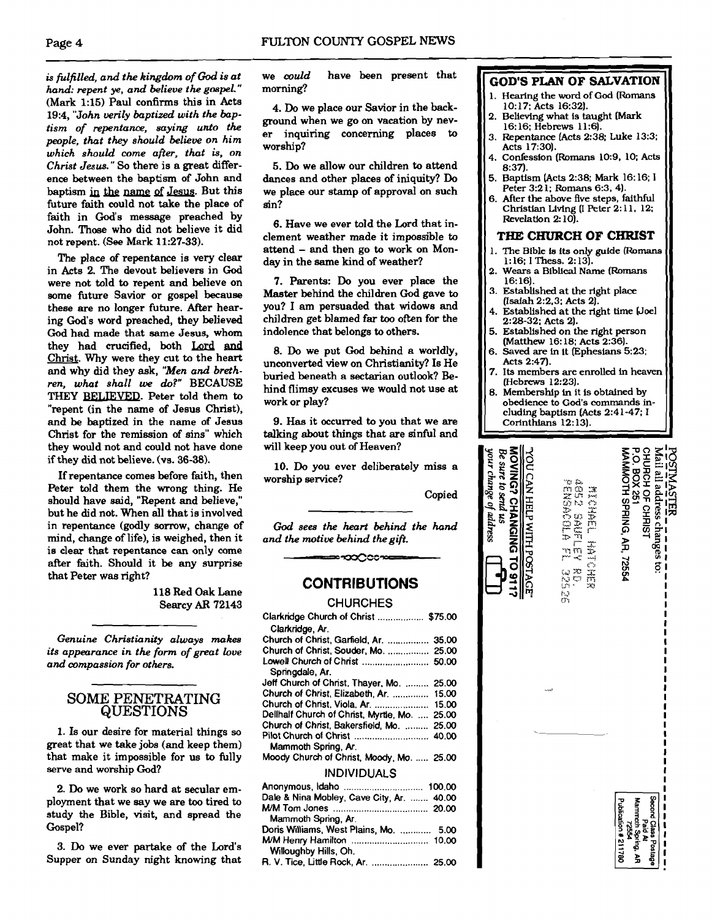*is fulfilled, and the kingdom of God is at hand: repent ye, and believe the gospel."* (Mark 1:15) Paul confirms this in Acts 19:4, *"John verily baptized with the baptism of repentance, saying unto the people, that they should believe on him which should come after, that is, on Christ Jesus."* So there is a great difference between the baptism of John and baptism in the name of Jesus. But this future faith could not take the place of faith in God's message preached by John. Those who did not believe it did not repent. (See Mark 11:27-33).

The place of repentance is very clear in Acts 2. The devout believers in God were not told to repent and believe on some future Savior or gospel because these are no longer future. After hearing God's word preached, they believed God had made that same Jesus, whom they had crucified, both Lord and Christ. Why were they cut to the heart and why did they ask, *"Men and brethren, what shall we do?"* BECAUSE THEY BELIEVED. Peter told them to "repent (in the name of Jesus Christ), and be baptized in the name of Jesus Christ for the remission of sins" which they would not and could not have done if they did not believe. (vs. 36-38).

If repentance comes before faith, then Peter told them the wrong thing. He should have said, "Repent and believe," but he did not. When all that is involved in repentance (godly sorrow, change of mind, change of life), is weighed, then it is clear that repentance can only come after faith. Should it be any surprise that Peter was right?

118 Red Oak Lane
Searcy AR 72143

*Genuine Christianity always makes its appearance in the form of great love and compassion for others.*

## SOME PENETRATING QUESTIONS

1. Is our desire for material things so great that we take jobs (and keep them) that make it impossible for us to fully serve and worship God?

2. Do we work so hard at secular employment that we say we are too tired to study the Bible, visit, and spread the Gospel?

3. Do we ever partake of the Lord's Supper on Sunday night knowing that we *could* have been present that morning?

4. Do we place our Savior in the background when we go on vacation by never inquiring concerning places to worship?

5. Do we allow our children to attend dances and other places of iniquity? Do we place our stamp of approval on such sin?

6. Have we ever told the Lord that inclement weather made it impossible to attend – and then go to work on Monday in the same kind of weather?

7. Parents: Do you ever place the Master behind the children God gave to you? I am persuaded that widows and children get blamed far too often for the indolence that belongs to others.

8. Do we put God behind a worldly, unconverted view on Christianity? Is He buried beneath a sectarian outlook? Behind flimsy excuses we would not use at work or play?

9. Has it occurred to you that we are talking about things that are sinful and will keep you out of Heaven?

10. Do you ever deliberately miss a worship service?

Copied

*God sees the heart behind the hand and the motive behind the gift.*

## CONTRIBUTIONS

### CHURCHES

| | |
|---|---|
| Clarkridge Church of Christ, Clarkridge, Ar. | $75.00 |
| Church of Christ, Garfield, Ar. | 35.00 |
| Church of Christ, Souder, Mo. | 25.00 |
| Lowell Church of Christ, Springdale, Ar. | 50.00 |
| Jeff Church of Christ, Thayer, Mo. | 25.00 |
| Church of Christ, Elizabeth, Ar. | 15.00 |
| Church of Christ, Viola, Ar. | 15.00 |
| Dellhalf Church of Christ, Myrtle, Mo. | 25.00 |
| Church of Christ, Bakersfield, Mo. | 25.00 |
| Pilot Church of Christ, Mammoth Spring, Ar. | 40.00 |
| Moody Church of Christ, Moody, Mo. | 25.00 |

### INDIVIDUALS

| | |
|---|---|
| Anonymous, Idaho | 100.00 |
| Dale & Nina Mobley, Cave City, Ar. | 40.00 |
| M/M Tom Jones, Mammoth Spring, Ar. | 20.00 |
| Doris Williams, West Plains, Mo. | 5.00 |
| M/M Henry Hamilton, Willoughby Hills, Oh. | 10.00 |
| R. V. Tice, Little Rock, Ar. | 25.00 |

## GOD'S PLAN OF SALVATION

1. Hearing the word of God (Romans 10:17; Acts 16:32).
2. Believing what is taught (Mark 16:16; Hebrews 11:6).
3. Repentance (Acts 2:38; Luke 13:3; Acts 17:30).
4. Confession (Romans 10:9, 10; Acts 8:37).
5. Baptism (Acts 2:38; Mark 16:16; I Peter 3:21; Romans 6:3, 4).
6. After the above five steps, faithful Christian Living (I Peter 2:11, 12; Revelation 2:10).

## THE CHURCH OF CHRIST

1. The Bible is its only guide (Romans 1:16; I Thess. 2:13).
2. Wears a Biblical Name (Romans 16:16).
3. Established at the right place (Isaiah 2:2,3; Acts 2).
4. Established at the right time (Joel 2:28-32; Acts 2).
5. Established on the right person (Matthew 16:18; Acts 2:36).
6. Saved are in it (Ephesians 5:23; Acts 2:47).
7. Its members are enrolled in heaven (Hebrews 12:23).
8. Membership in it is obtained by obedience to God's commands including baptism (Acts 2:41-47; I Corinthians 12:13).

POSTMASTER
Mail all address changes to:
CHURCH OF CHRIST
P.O. BOX 251
MAMMOTH SPRING, AR. 72554

MICHAEL HATCHER
4852 SAUFLEY RD.
PENSACOLA FL 32526

"YOU CAN HELP WITH POSTAGE"
**MOVING? CHANGING TO 911?**
*Be sure to send us your change of address*

Second Class Postage Paid At Mammoth Spring, AR 72554
Publication # 211780